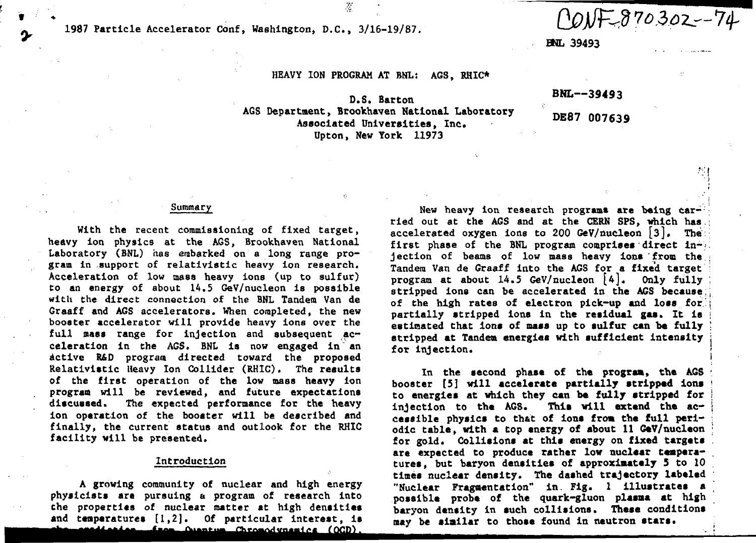1987 Particle Accelerator Conf, Washington, D.C., 3/16-19/87.

CONF-870302--74

BNL 39493

# HEAVY ION PROGRAM AT BNL: AGS, RHIC*

BNL--39493

D.S. Barton
AGS Department, Brookhaven National Laboratory
Associated Universities, Inc.
Upton, New York 11973

DE87 007639

## Summary

With the recent commissioning of fixed target, heavy ion physics at the AGS, Brookhaven National Laboratory (BNL) has embarked on a long range program in support of relativistic heavy ion research. Acceleration of low mass heavy ions (up to sulfur) to an energy of about 14.5 GeV/nucleon is possible with the direct connection of the BNL Tandem Van de Graaff and AGS accelerators. When completed, the new booster accelerator will provide heavy ions over the full mass range for injection and subsequent acceleration in the AGS. BNL is now engaged in an active R&D program directed toward the proposed Relativistic Heavy Ion Collider (RHIC). The results of the first operation of the low mass heavy ion program will be reviewed, and future expectations discussed. The expected performance for the heavy ion operation of the booster will be described and finally, the current status and outlook for the RHIC facility will be presented.

## Introduction

A growing community of nuclear and high energy physicists are pursuing a program of research into the properties of nuclear matter at high densities and temperatures [1,2]. Of particular interest, is the prediction from Quantum Chromodynamics (QCD),

New heavy ion research programs are being carried out at the AGS and at the CERN SPS, which has accelerated oxygen ions to 200 GeV/nucleon [3]. The first phase of the BNL program comprises direct injection of beams of low mass heavy ions from the Tandem Van de Graaff into the AGS for a fixed target program at about 14.5 GeV/nucleon [4]. Only fully stripped ions can be accelerated in the AGS because of the high rates of electron pick-up and loss for partially stripped ions in the residual gas. It is estimated that ions of mass up to sulfur can be fully stripped at Tandem energies with sufficient intensity for injection.

In the second phase of the program, the AGS booster [5] will accelerate partially stripped ions to energies at which they can be fully stripped for injection to the AGS. This will extend the accessible physics to that of ions from the full periodic table, with a top energy of about 11 GeV/nucleon for gold. Collisions at this energy on fixed targets are expected to produce rather low nuclear temperatures, but baryon densities of approximately 5 to 10 times nuclear density. The dashed trajectory labeled "Nuclear Fragmentation" in Fig. 1 illustrates a possible probe of the quark-gluon plasma at high baryon density in such collisions. These conditions may be similar to those found in neutron stars.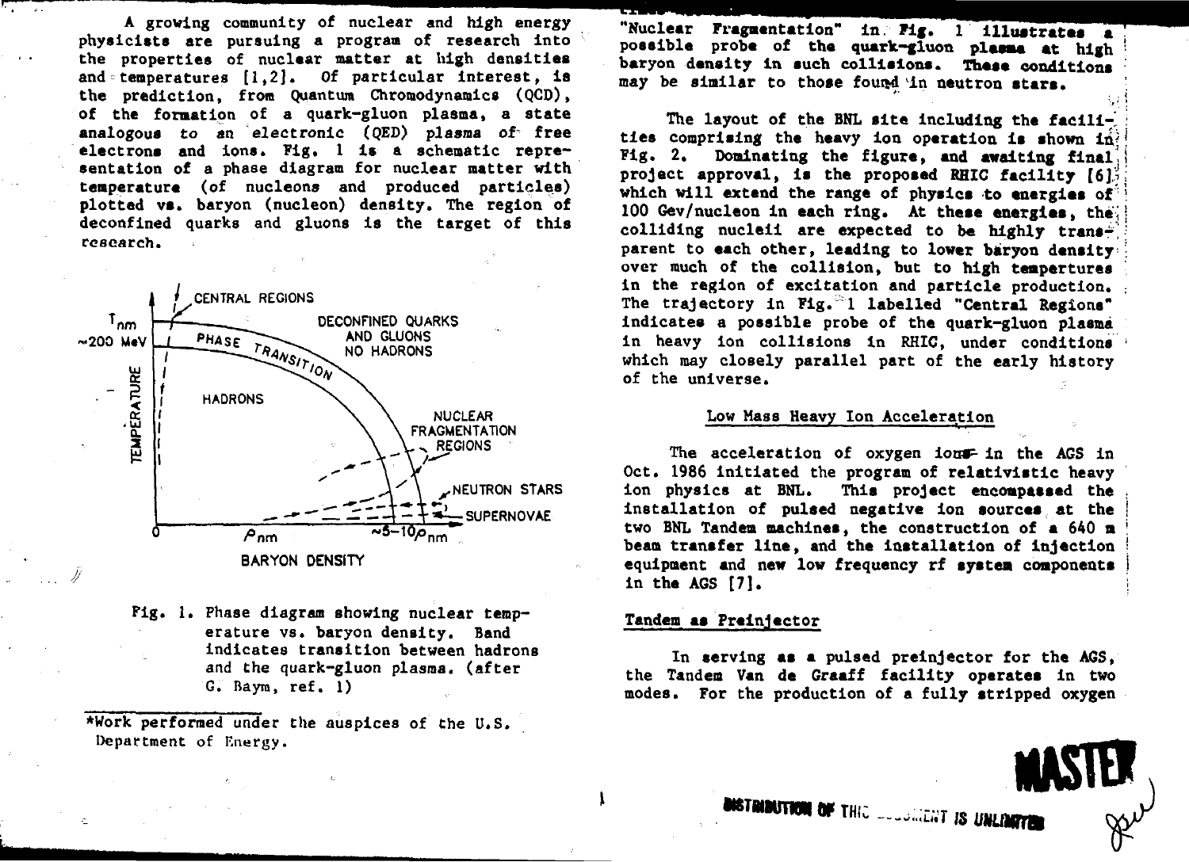A growing community of nuclear and high energy physicists are pursuing a program of research into the properties of nuclear matter at high densities and temperatures [1,2]. Of particular interest, is the prediction, from Quantum Chromodynamics (QCD), of the formation of a quark-gluon plasma, a state analogous to an electronic (QED) plasma of free electrons and ions. Fig. 1 is a schematic representation of a phase diagram for nuclear matter with temperature (of nucleons and produced particles) plotted vs. baryon (nucleon) density. The region of deconfined quarks and gluons is the target of this research.

CENTRAL REGIONS

$T_{nm}$

~200 MeV

TEMPERATURE

PHASE TRANSITION

DECONFINED QUARKS AND GLUONS NO HADRONS

HADRONS

NUCLEAR FRAGMENTATION REGIONS

NEUTRON STARS

SUPERNOVAE

0

$\rho_{nm}$

~5–10$\rho_{nm}$

BARYON DENSITY

Fig. 1. Phase diagram showing nuclear temperature vs. baryon density. Band indicates transition between hadrons and the quark-gluon plasma. (after G. Baym, ref. 1)

*Work performed under the auspices of the U.S. Department of Energy.

"Nuclear Fragmentation" in Fig. 1 illustrates a possible probe of the quark-gluon plasma at high baryon density in such collisions. These conditions may be similar to those found in neutron stars.

The layout of the BNL site including the facilities comprising the heavy ion operation is shown in Fig. 2. Dominating the figure, and awaiting final project approval, is the proposed RHIC facility [6], which will extend the range of physics to energies of 100 Gev/nucleon in each ring. At these energies, the colliding nucleii are expected to be highly transparent to each other, leading to lower baryon density over much of the collision, but to high tempertures in the region of excitation and particle production. The trajectory in Fig. 1 labelled "Central Regions" indicates a possible probe of the quark-gluon plasma in heavy ion collisions in RHIC, under conditions which may closely parallel part of the early history of the universe.

## Low Mass Heavy Ion Acceleration

The acceleration of oxygen ions in the AGS in Oct. 1986 initiated the program of relativistic heavy ion physics at BNL. This project encompassed the installation of pulsed negative ion sources at the two BNL Tandem machines, the construction of a 640 m beam transfer line, and the installation of injection equipment and new low frequency rf system components in the AGS [7].

## Tandem as Preinjector

In serving as a pulsed preinjector for the AGS, the Tandem Van de Graaff facility operates in two modes. For the production of a fully stripped oxygen

MASTER

DISTRIBUTION OF THIS DOCUMENT IS UNLIMITED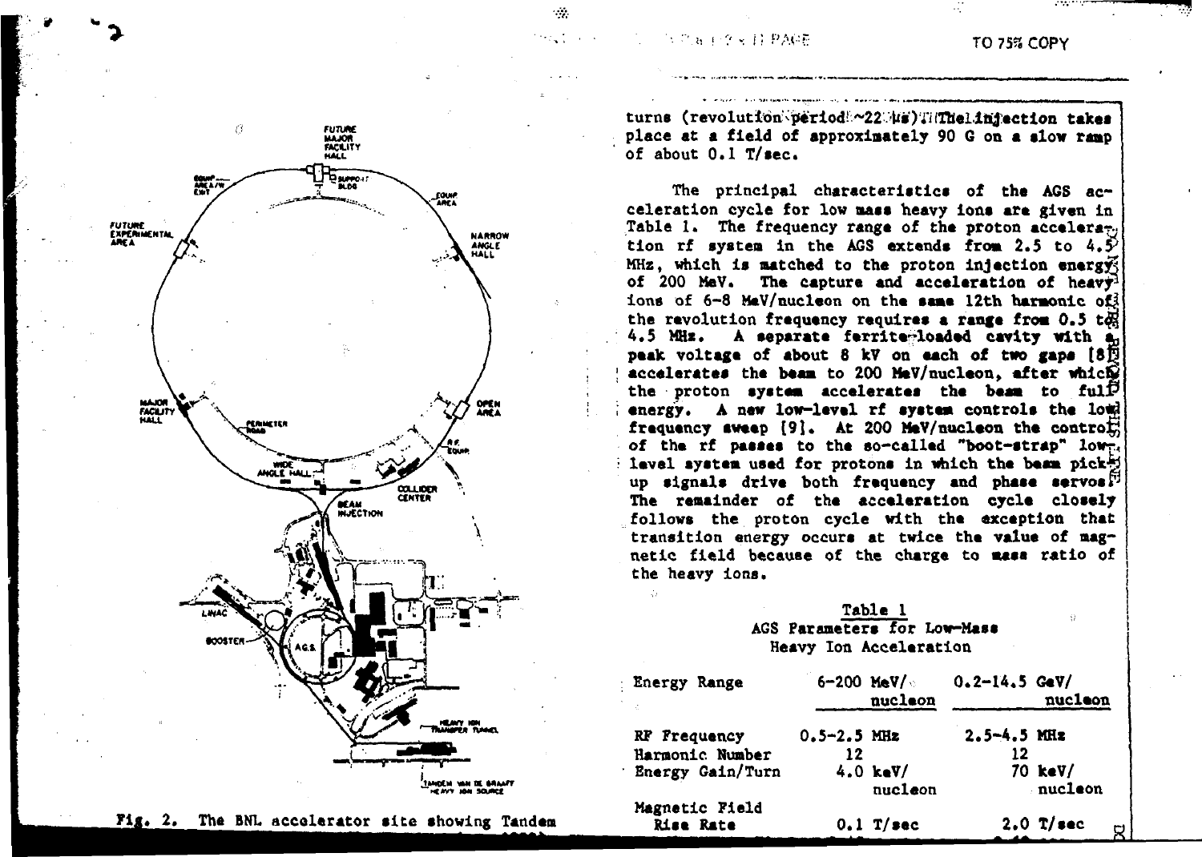turns (revolution period ~22 μs). The injection takes place at a field of approximately 90 G on a slow ramp of about 0.1 T/sec.

The principal characteristics of the AGS acceleration cycle for low mass heavy ions are given in Table 1. The frequency range of the proton acceleration rf system in the AGS extends from 2.5 to 4.5 MHz, which is matched to the proton injection energy of 200 MeV. The capture and acceleration of heavy ions of 6-8 MeV/nucleon on the same 12th harmonic of the revolution frequency requires a range from 0.5 to 4.5 MHz. A separate ferrite-loaded cavity with a peak voltage of about 8 kV on each of two gaps [8] accelerates the beam to 200 MeV/nucleon, after which the proton system accelerates the beam to full energy. A new low-level rf system controls the low frequency sweep [9]. At 200 MeV/nucleon the control of the rf passes to the so-called "boot-strap" low-level system used for protons in which the beam pick-up signals drive both frequency and phase servos. The remainder of the acceleration cycle closely follows the proton cycle with the exception that transition energy occurs at twice the value of magnetic field because of the charge to mass ratio of the heavy ions.

Table 1
AGS Parameters for Low-Mass Heavy Ion Acceleration

| Energy Range | 6-200 MeV/nucleon | 0.2-14.5 GeV/nucleon |
|---|---|---|
| RF Frequency | 0.5-2.5 MHz | 2.5-4.5 MHz |
| Harmonic Number | 12 | 12 |
| Energy Gain/Turn | 4.0 keV/nucleon | 70 keV/nucleon |
| Magnetic Field Rise Rate | 0.1 T/sec | 2.0 T/sec |

FUTURE MAJOR FACILITY HALL
SUPPORT BLDG
EQUIP. AREA/W EXT
EQUIP. AREA
FUTURE EXPERIMENTAL AREA
NARROW ANGLE HALL
MAJOR FACILITY HALL
OPEN AREA
PERIMETER ROAD
R.F. EQUIP.
WIDE ANGLE HALL
COLLIDER CENTER
BEAM INJECTION
LINAC
BOOSTER
AGS
HEAVY ION TRANSFER TUNNEL
TANDEM VAN DE GRAAFF HEAVY ION SOURCE

Fig. 2. The BNL accelerator site showing Tandem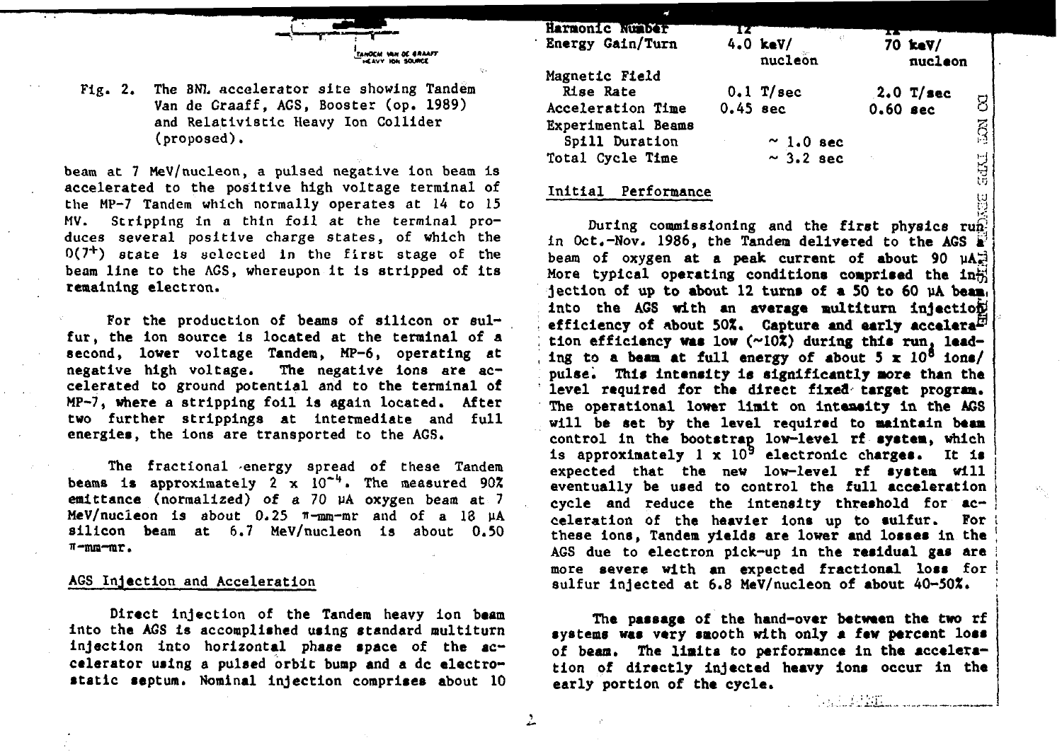Fig. 2. The BNL accelerator site showing Tandem Van de Graaff, AGS, Booster (op. 1989) and Relativistic Heavy Ion Collider (proposed).

beam at 7 MeV/nucleon, a pulsed negative ion beam is accelerated to the positive high voltage terminal of the MP-7 Tandem which normally operates at 14 to 15 MV. Stripping in a thin foil at the terminal produces several positive charge states, of which the $O(7^+)$ state is selected in the first stage of the beam line to the AGS, whereupon it is stripped of its remaining electron.

For the production of beams of silicon or sulfur, the ion source is located at the terminal of a second, lower voltage Tandem, MP-6, operating at negative high voltage. The negative ions are accelerated to ground potential and to the terminal of MP-7, where a stripping foil is again located. After two further strippings at intermediate and full energies, the ions are transported to the AGS.

The fractional energy spread of these Tandem beams is approximately $2 \times 10^{-4}$. The measured 90% emittance (normalized) of a 70 µA oxygen beam at 7 MeV/nucleon is about 0.25 π-mm-mr and of a 18 µA silicon beam at 6.7 MeV/nucleon is about 0.50 π-mm-mr.

## AGS Injection and Acceleration

Direct injection of the Tandem heavy ion beam into the AGS is accomplished using standard multiturn injection into horizontal phase space of the accelerator using a pulsed orbit bump and a dc electrostatic septum. Nominal injection comprises about 10

| | | |
|---|---|---|
| Harmonic Number | 12 | 12 |
| Energy Gain/Turn | 4.0 keV/ nucleon | 70 keV/ nucleon |
| Magnetic Field Rise Rate | 0.1 T/sec | 2.0 T/sec |
| Acceleration Time | 0.45 sec | 0.60 sec |
| Experimental Beams Spill Duration | ~ 1.0 sec | |
| Total Cycle Time | ~ 3.2 sec | |

## Initial Performance

During commissioning and the first physics run in Oct.-Nov. 1986, the Tandem delivered to the AGS a beam of oxygen at a peak current of about 90 µA. More typical operating conditions comprised the injection of up to about 12 turns of a 50 to 60 µA beam into the AGS with an average multiturn injection efficiency of about 50%. Capture and early acceleration efficiency was low (~10%) during this run, leading to a beam at full energy of about $5 \times 10^8$ ions/pulse. This intensity is significantly more than the level required for the direct fixed target program. The operational lower limit on intensity in the AGS will be set by the level required to maintain beam control in the bootstrap low-level rf system, which is approximately $1 \times 10^9$ electronic charges. It is expected that the new low-level rf system will eventually be used to control the full acceleration cycle and reduce the intensity threshold for acceleration of the heavier ions up to sulfur. For these ions, Tandem yields are lower and losses in the AGS due to electron pick-up in the residual gas are more severe with an expected fractional loss for sulfur injected at 6.8 MeV/nucleon of about 40-50%.

The passage of the hand-over between the two rf systems was very smooth with only a few percent loss of beam. The limits to performance in the acceleration of directly injected heavy ions occur in the early portion of the cycle.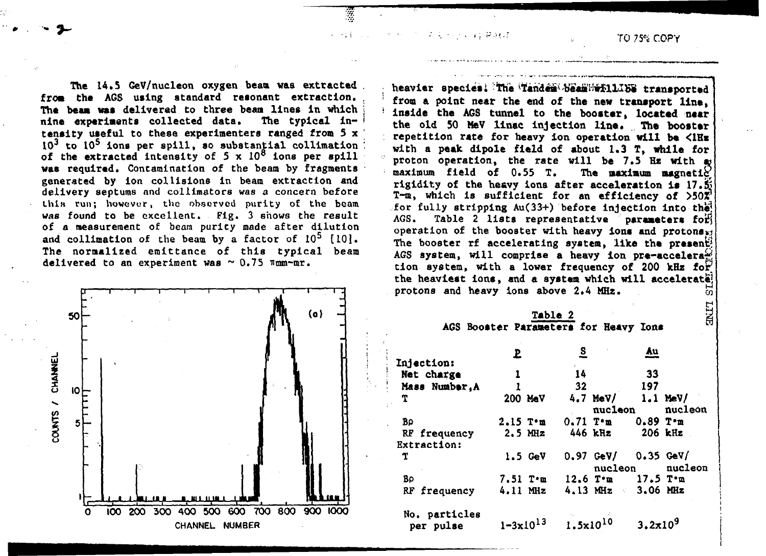The 14.5 GeV/nucleon oxygen beam was extracted from the AGS using standard resonant extraction. The beam was delivered to three beam lines in which nine experiments collected data. The typical intensity useful to these experimenters ranged from $5 \times 10^3$ to $10^5$ ions per spill, so substantial collimation of the extracted intensity of $5 \times 10^8$ ions per spill was required. Contamination of the beam by fragments generated by ion collisions in beam extraction and delivery septums and collimators was a concern before this run; however, the observed purity of the beam was found to be excellent. Fig. 3 shows the result of a measurement of beam purity made after dilution and collimation of the beam by a factor of $10^5$ [10]. The normalized emittance of this typical beam delivered to an experiment was ~ 0.75 $\pi$mm-mr.

(a)

COUNTS / CHANNEL

50

10

5

1

0 100 200 300 400 500 600 700 800 900 1000

CHANNEL NUMBER

heavier species. The Tandem beam will be transported from a point near the end of the new transport line, inside the AGS tunnel to the booster, located near the old 50 MeV linac injection line. The booster repetition rate for heavy ion operation will be <1Hz with a peak dipole field of about 1.3 T, while for proton operation, the rate will be 7.5 Hz with a maximum field of 0.55 T. The maximum magnetic rigidity of the heavy ions after acceleration is 17.5 T-m, which is sufficient for an efficiency of >50% for fully stripping Au(33+) before injection into the AGS. Table 2 lists representative parameters for operation of the booster with heavy ions and protons. The booster rf accelerating system, like the present AGS system, will comprise a heavy ion pre-acceleration system, with a lower frequency of 200 kHz for the heaviest ions, and a system which will accelerate protons and heavy ions above 2.4 MHz.

**Table 2**
AGS Booster Parameters for Heavy Ions

| | p | S | Au |
|---|---|---|---|
| Injection: | | | |
| Net charge | 1 | 14 | 33 |
| Mass Number, A | 1 | 32 | 197 |
| T | 200 MeV | 4.7 MeV/nucleon | 1.1 MeV/nucleon |
| Bρ | 2.15 T·m | 0.71 T·m | 0.89 T·m |
| RF frequency | 2.5 MHz | 446 kHz | 206 kHz |
| Extraction: | | | |
| T | 1.5 GeV | 0.97 GeV/nucleon | 0.35 GeV/nucleon |
| Bρ | 7.51 T·m | 12.6 T·m | 17.5 T·m |
| RF frequency | 4.11 MHz | 4.13 MHz | 3.06 MHz |
| No. particles per pulse | $1\text{-}3\times10^{13}$ | $1.5\times10^{10}$ | $3.2\times10^{9}$ |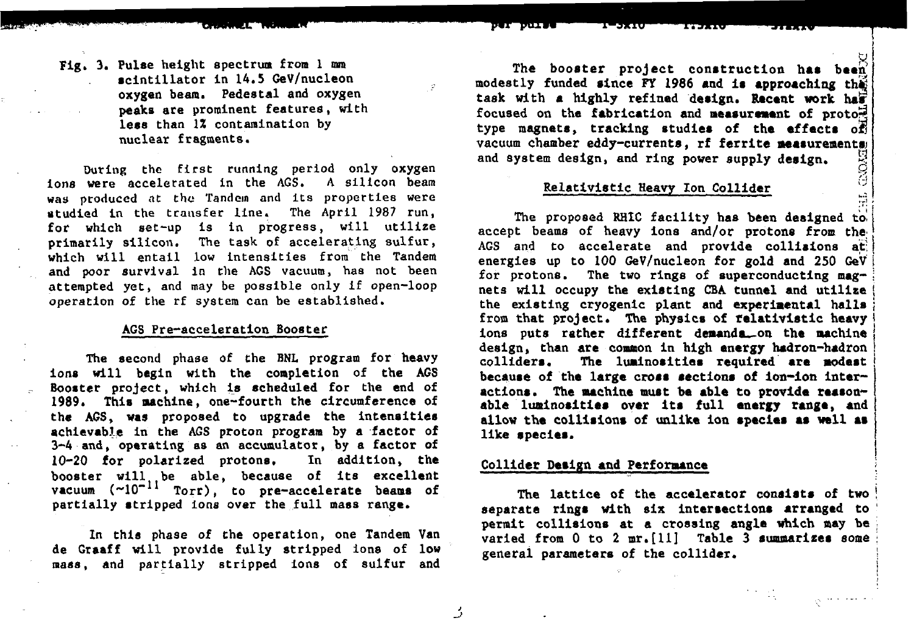Fig. 3. Pulse height spectrum from 1 mm scintillator in 14.5 GeV/nucleon oxygen beam. Pedestal and oxygen peaks are prominent features, with less than 1% contamination by nuclear fragments.

During the first running period only oxygen ions were accelerated in the AGS. A silicon beam was produced at the Tandem and its properties were studied in the transfer line. The April 1987 run, for which set-up is in progress, will utilize primarily silicon. The task of accelerating sulfur, which will entail low intensities from the Tandem and poor survival in the AGS vacuum, has not been attempted yet, and may be possible only if open-loop operation of the rf system can be established.

## AGS Pre-acceleration Booster

The second phase of the BNL program for heavy ions will begin with the completion of the AGS Booster project, which is scheduled for the end of 1989. This machine, one-fourth the circumference of the AGS, was proposed to upgrade the intensities achievable in the AGS proton program by a factor of 3-4 and, operating as an accumulator, by a factor of 10-20 for polarized protons. In addition, the booster will be able, because of its excellent vacuum ($\sim 10^{-11}$ Torr), to pre-accelerate beams of partially stripped ions over the full mass range.

In this phase of the operation, one Tandem Van de Graaff will provide fully stripped ions of low mass, and partially stripped ions of sulfur and

The booster project construction has been modestly funded since FY 1986 and is approaching the task with a highly refined design. Recent work has focused on the fabrication and measurement of prototype magnets, tracking studies of the effects of vacuum chamber eddy-currents, rf ferrite measurements and system design, and ring power supply design.

## Relativistic Heavy Ion Collider

The proposed RHIC facility has been designed to accept beams of heavy ions and/or protons from the AGS and to accelerate and provide collisions at energies up to 100 GeV/nucleon for gold and 250 GeV for protons. The two rings of superconducting magnets will occupy the existing CBA tunnel and utilize the existing cryogenic plant and experimental halls from that project. The physics of relativistic heavy ions puts rather different demands on the machine design, than are common in high energy hadron-hadron colliders. The luminosities required are modest because of the large cross sections of ion-ion interactions. The machine must be able to provide reasonable luminosities over its full energy range, and allow the collisions of unlike ion species as well as like species.

## Collider Design and Performance

The lattice of the accelerator consists of two separate rings with six intersections arranged to permit collisions at a crossing angle which may be varied from 0 to 2 mr.[11] Table 3 summarizes some general parameters of the collider.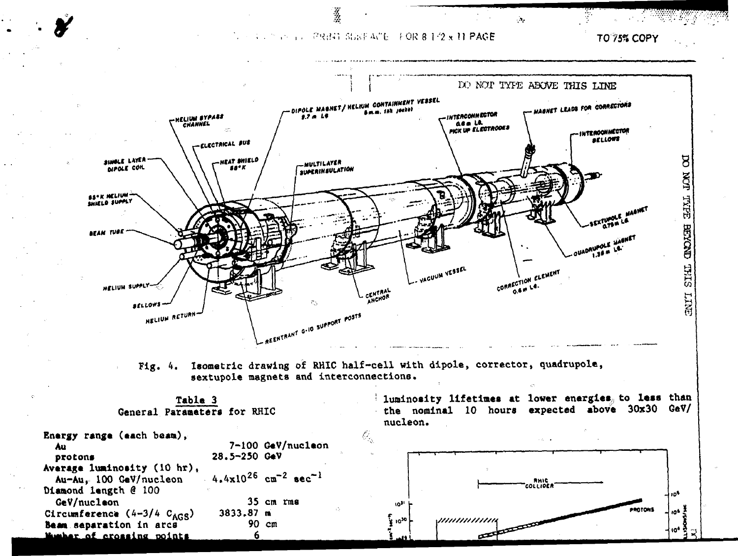Fig. 4. Isometric drawing of RHIC half-cell with dipole, corrector, quadrupole, sextupole magnets and interconnections.

Table 3
General Parameters for RHIC

| | |
|---|---|
| Energy range (each beam), | |
| Au | 7-100 GeV/nucleon |
| protons | 28.5-250 GeV |
| Average luminosity (10 hr), | |
| Au-Au, 100 GeV/nucleon | $4.4\times10^{26}$ $cm^{-2}$ $sec^{-1}$ |
| Diamond length @ 100 | |
| GeV/nucleon | 35 cm rms |
| Circumference (4-3/4 $C_{AGS}$) | 3833.87 m |
| Beam separation in arcs | 90 cm |
| Number of crossing points | 6 |

luminosity lifetimes at lower energies, to less than the nominal 10 hours expected above 30x30 GeV/nucleon.

RHIC COLLIDER

PROTONS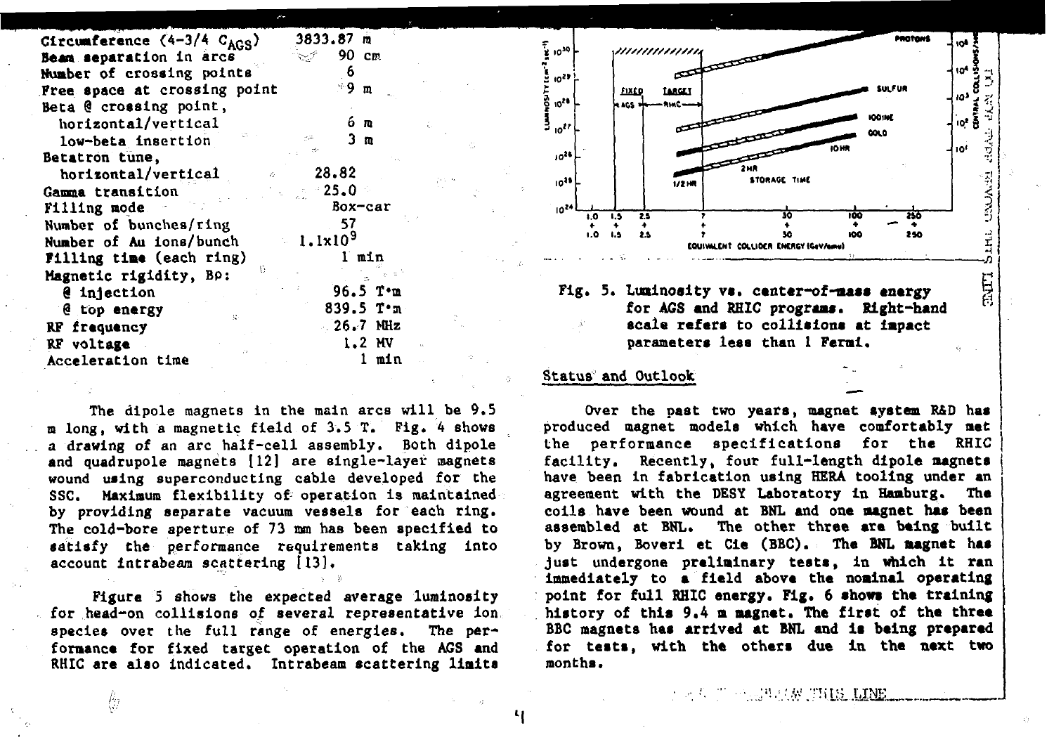| | |
|---|---|
| Circumference (4-3/4 $C_{AGS}$) | 3833.87 m |
| Beam separation in arcs | 90 cm |
| Number of crossing points | 6 |
| Free space at crossing point | 9 m |
| Beta @ crossing point, | |
| horizontal/vertical | 6 m |
| low-beta insertion | 3 m |
| Betatron tune, | |
| horizontal/vertical | 28.82 |
| Gamma transition | 25.0 |
| Filling mode | Box-car |
| Number of bunches/ring | 57 |
| Number of Au ions/bunch | $1.1 \times 10^9$ |
| Filling time (each ring) | 1 min |
| Magnetic rigidity, $B\rho$: | |
| @ injection | 96.5 T·m |
| @ top energy | 839.5 T·m |
| RF frequency | 26.7 MHz |
| RF voltage | 1.2 MV |
| Acceleration time | 1 min |

The dipole magnets in the main arcs will be 9.5 m long, with a magnetic field of 3.5 T. Fig. 4 shows a drawing of an arc half-cell assembly. Both dipole and quadrupole magnets [12] are single-layer magnets wound using superconducting cable developed for the SSC. Maximum flexibility of operation is maintained by providing separate vacuum vessels for each ring. The cold-bore aperture of 73 mm has been specified to satisfy the performance requirements taking into account intrabeam scattering [13].

Figure 5 shows the expected average luminosity for head-on collisions of several representative ion species over the full range of energies. The performance for fixed target operation of the AGS and RHIC are also indicated. Intrabeam scattering limits

Fig. 5. Luminosity vs. center-of-mass energy for AGS and RHIC programs. Right-hand scale refers to collisions at impact parameters less than 1 Fermi.

## Status and Outlook

Over the past two years, magnet system R&D has produced magnet models which have comfortably met the performance specifications for the RHIC facility. Recently, four full-length dipole magnets have been in fabrication using HERA tooling under an agreement with the DESY Laboratory in Hamburg. The coils have been wound at BNL and one magnet has been assembled at BNL. The other three are being built by Brown, Boveri et Cie (BBC). The BNL magnet has just undergone preliminary tests, in which it ran immediately to a field above the nominal operating point for full RHIC energy. Fig. 6 shows the training history of this 9.4 m magnet. The first of the three BBC magnets has arrived at BNL and is being prepared for tests, with the others due in the next two months.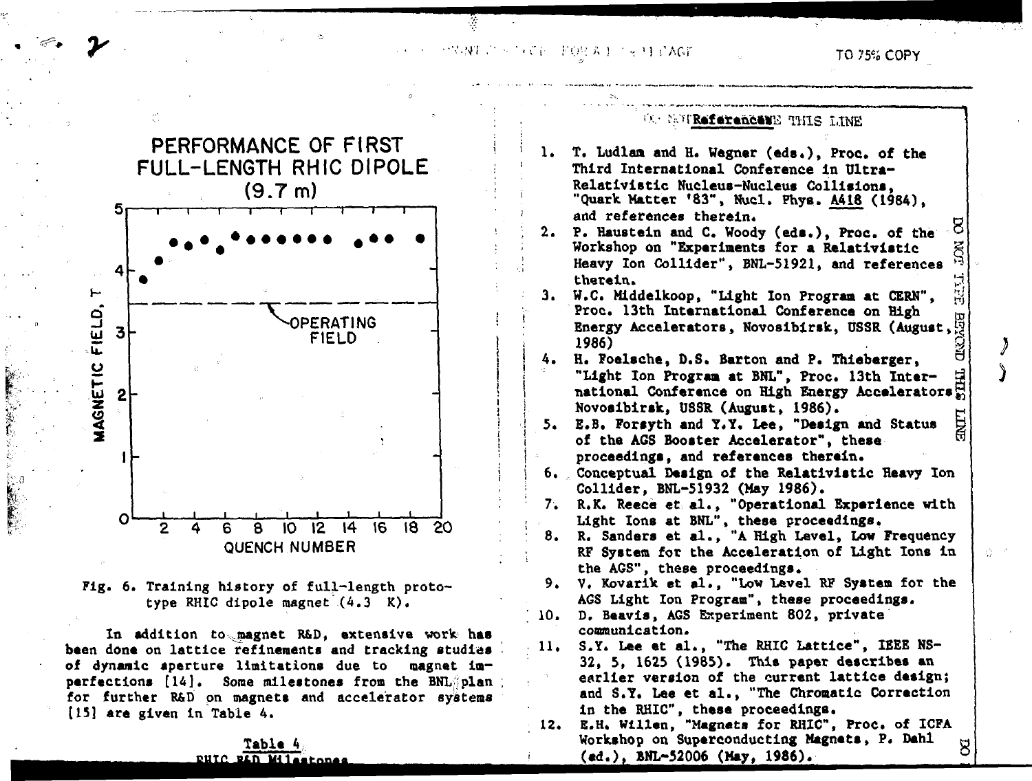PERFORMANCE OF FIRST FULL-LENGTH RHIC DIPOLE (9.7 m)

MAGNETIC FIELD, T

OPERATING FIELD

QUENCH NUMBER

0 1 2 3 4 5

2 4 6 8 10 12 14 16 18 20

Fig. 6. Training history of full-length prototype RHIC dipole magnet (4.3 K).

In addition to magnet R&D, extensive work has been done on lattice refinements and tracking studies of dynamic aperture limitations due to magnet imperfections [14]. Some milestones from the BNL plan for further R&D on magnets and accelerator systems [15] are given in Table 4.

Table 4
RHIC R&D Milestones

## References

1. T. Ludlam and H. Wegner (eds.), Proc. of the Third International Conference in Ultra-Relativistic Nucleus-Nucleus Collisions, "Quark Matter '83", Nucl. Phys. A418 (1984), and references therein.
2. P. Haustein and C. Woody (eds.), Proc. of the Workshop on "Experiments for a Relativistic Heavy Ion Collider", BNL-51921, and references therein.
3. W.C. Middelkoop, "Light Ion Program at CERN", Proc. 13th International Conference on High Energy Accelerators, Novosibirsk, USSR (August, 1986)
4. H. Foelsche, D.S. Barton and P. Thieberger, "Light Ion Program at BNL", Proc. 13th International Conference on High Energy Accelerators Novosibirsk, USSR (August, 1986).
5. E.B. Forsyth and Y.Y. Lee, "Design and Status of the AGS Booster Accelerator", these proceedings, and references therein.
6. Conceptual Design of the Relativistic Heavy Ion Collider, BNL-51932 (May 1986).
7. R.K. Reece et al., "Operational Experience with Light Ions at BNL", these proceedings.
8. R. Sanders et al., "A High Level, Low Frequency RF System for the Acceleration of Light Ions in the AGS", these proceedings.
9. V. Kovarik et al., "Low Level RF System for the AGS Light Ion Program", these proceedings.
10. D. Beavis, AGS Experiment 802, private communication.
11. S.Y. Lee et al., "The RHIC Lattice", IEEE NS-32, 5, 1625 (1985). This paper describes an earlier version of the current lattice design; and S.Y. Lee et al., "The Chromatic Correction in the RHIC", these proceedings.
12. E.H. Willen, "Magnets for RHIC", Proc. of ICFA Workshop on Superconducting Magnets, P. Dahl (ed.), BNL-52006 (May, 1986).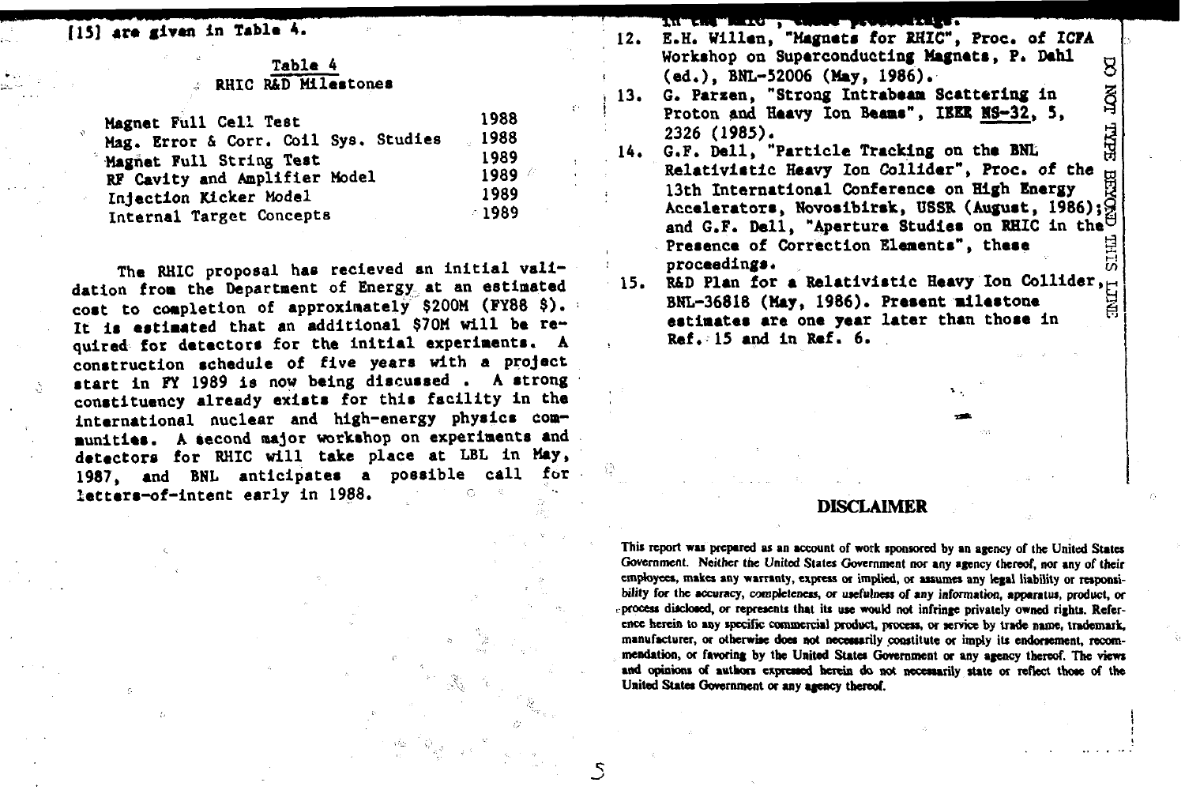[15] are given in Table 4.

Table 4
RHIC R&D Milestones

| | |
|---|---|
| Magnet Full Cell Test | 1988 |
| Mag. Error & Corr. Coil Sys. Studies | 1988 |
| Magnet Full String Test | 1989 |
| RF Cavity and Amplifier Model | 1989 |
| Injection Kicker Model | 1989 |
| Internal Target Concepts | 1989 |

The RHIC proposal has recieved an initial validation from the Department of Energy at an estimated cost to completion of approximately $200M (FY88 $). It is estimated that an additional $70M will be required for detectors for the initial experiments. A construction schedule of five years with a project start in FY 1989 is now being discussed . A strong constituency already exists for this facility in the international nuclear and high-energy physics communities. A second major workshop on experiments and detectors for RHIC will take place at LBL in May, 1987, and BNL anticipates a possible call for letters-of-intent early in 1988.

12. E.H. Willen, "Magnets for RHIC", Proc. of ICFA Workshop on Superconducting Magnets, P. Dahl (ed.), BNL-52006 (May, 1986).
13. G. Parzen, "Strong Intrabeam Scattering in Proton and Heavy Ion Beams", IEEE NS-32, 5, 2326 (1985).
14. G.F. Dell, "Particle Tracking on the BNL Relativistic Heavy Ion Collider", Proc. of the 13th International Conference on High Energy Accelerators, Novosibirsk, USSR (August, 1986); and G.F. Dell, "Aperture Studies on RHIC in the Presence of Correction Elements", these proceedings.
15. R&D Plan for a Relativistic Heavy Ion Collider, BNL-36818 (May, 1986). Present milestone estimates are one year later than those in Ref. 15 and in Ref. 6.

## DISCLAIMER

This report was prepared as an account of work sponsored by an agency of the United States Government. Neither the United States Government nor any agency thereof, nor any of their employees, makes any warranty, express or implied, or assumes any legal liability or responsibility for the accuracy, completeness, or usefulness of any information, apparatus, product, or process disclosed, or represents that its use would not infringe privately owned rights. Reference herein to any specific commercial product, process, or service by trade name, trademark, manufacturer, or otherwise does not necessarily constitute or imply its endorsement, recommendation, or favoring by the United States Government or any agency thereof. The views and opinions of authors expressed herein do not necessarily state or reflect those of the United States Government or any agency thereof.